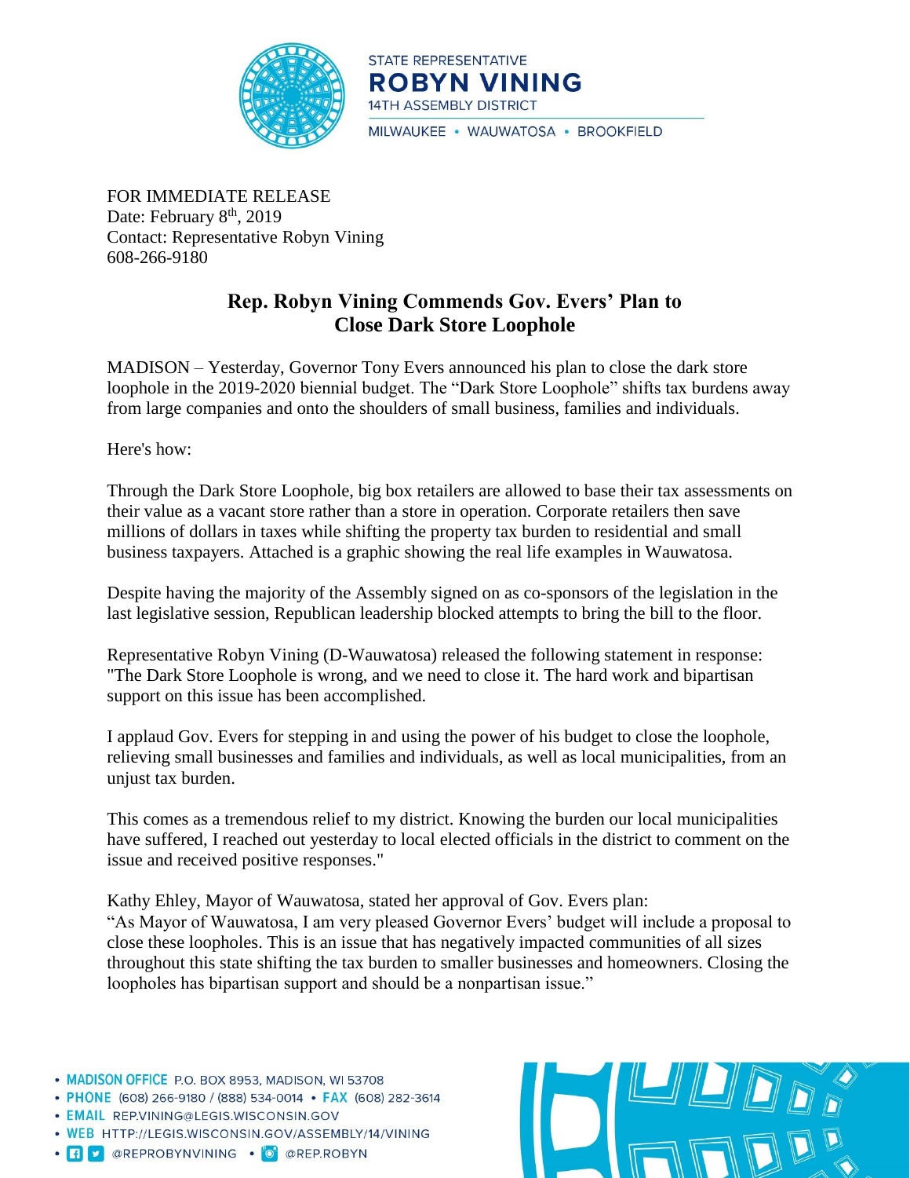STATE REPRESENTATIVE
**ROBYN VINING**
14TH ASSEMBLY DISTRICT
MILWAUKEE • WAUWATOSA • BROOKFIELD

FOR IMMEDIATE RELEASE
Date: February 8th, 2019
Contact: Representative Robyn Vining
608-266-9180

## Rep. Robyn Vining Commends Gov. Evers' Plan to Close Dark Store Loophole

MADISON – Yesterday, Governor Tony Evers announced his plan to close the dark store loophole in the 2019-2020 biennial budget. The "Dark Store Loophole" shifts tax burdens away from large companies and onto the shoulders of small business, families and individuals.

Here's how:

Through the Dark Store Loophole, big box retailers are allowed to base their tax assessments on their value as a vacant store rather than a store in operation. Corporate retailers then save millions of dollars in taxes while shifting the property tax burden to residential and small business taxpayers. Attached is a graphic showing the real life examples in Wauwatosa.

Despite having the majority of the Assembly signed on as co-sponsors of the legislation in the last legislative session, Republican leadership blocked attempts to bring the bill to the floor.

Representative Robyn Vining (D-Wauwatosa) released the following statement in response: "The Dark Store Loophole is wrong, and we need to close it. The hard work and bipartisan support on this issue has been accomplished.

I applaud Gov. Evers for stepping in and using the power of his budget to close the loophole, relieving small businesses and families and individuals, as well as local municipalities, from an unjust tax burden.

This comes as a tremendous relief to my district. Knowing the burden our local municipalities have suffered, I reached out yesterday to local elected officials in the district to comment on the issue and received positive responses."

Kathy Ehley, Mayor of Wauwatosa, stated her approval of Gov. Evers plan:
"As Mayor of Wauwatosa, I am very pleased Governor Evers' budget will include a proposal to close these loopholes. This is an issue that has negatively impacted communities of all sizes throughout this state shifting the tax burden to smaller businesses and homeowners. Closing the loopholes has bipartisan support and should be a nonpartisan issue."

- **MADISON OFFICE** P.O. BOX 8953, MADISON, WI 53708
- **PHONE** (608) 266-9180 / (888) 534-0014 • **FAX** (608) 282-3614
- **EMAIL** REP.VINING@LEGIS.WISCONSIN.GOV
- **WEB** HTTP://LEGIS.WISCONSIN.GOV/ASSEMBLY/14/VINING
- @REPROBYNVINING • @REP.ROBYN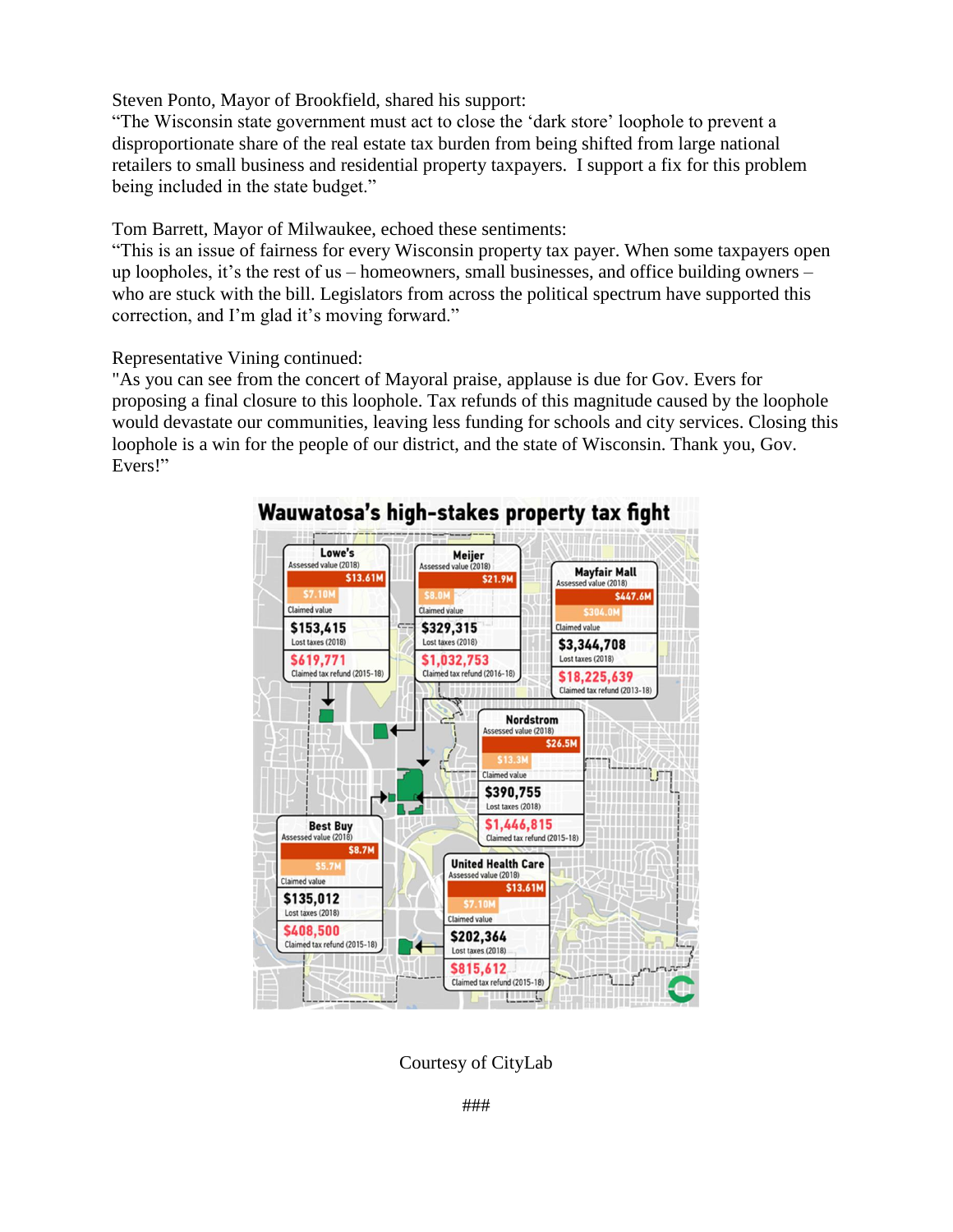Steven Ponto, Mayor of Brookfield, shared his support:
"The Wisconsin state government must act to close the 'dark store' loophole to prevent a disproportionate share of the real estate tax burden from being shifted from large national retailers to small business and residential property taxpayers. I support a fix for this problem being included in the state budget."

Tom Barrett, Mayor of Milwaukee, echoed these sentiments:
"This is an issue of fairness for every Wisconsin property tax payer. When some taxpayers open up loopholes, it's the rest of us – homeowners, small businesses, and office building owners – who are stuck with the bill. Legislators from across the political spectrum have supported this correction, and I'm glad it's moving forward."

Representative Vining continued:
"As you can see from the concert of Mayoral praise, applause is due for Gov. Evers for proposing a final closure to this loophole. Tax refunds of this magnitude caused by the loophole would devastate our communities, leaving less funding for schools and city services. Closing this loophole is a win for the people of our district, and the state of Wisconsin. Thank you, Gov. Evers!"

Wauwatosa's high-stakes property tax fight

Lowe's
Assessed value (2018) $13.61M
$7.10M Claimed value
$153,415 Lost taxes (2018)
$619,771 Claimed tax refund (2015-18)

Meijer
Assessed value (2018) $21.9M
$8.0M Claimed value
$329,315 Lost taxes (2018)
$1,032,753 Claimed tax refund (2016-18)

Mayfair Mall
Assessed value (2018) $447.6M
$304.0M Claimed value
$3,344,708 Lost taxes (2018)
$18,225,639 Claimed tax refund (2013-18)

Nordstrom
Assessed value (2018) $26.5M
$13.3M Claimed value
$390,755 Lost taxes (2018)
$1,446,815 Claimed tax refund (2015-18)

Best Buy
Assessed value (2018) $8.7M
$5.7M Claimed value
$135,012 Lost taxes (2018)
$408,500 Claimed tax refund (2015-18)

United Health Care
Assessed value (2018) $13.61M
$7.10M Claimed value
$202,364 Lost taxes (2018)
$815,612 Claimed tax refund (2015-18)

Courtesy of CityLab

###